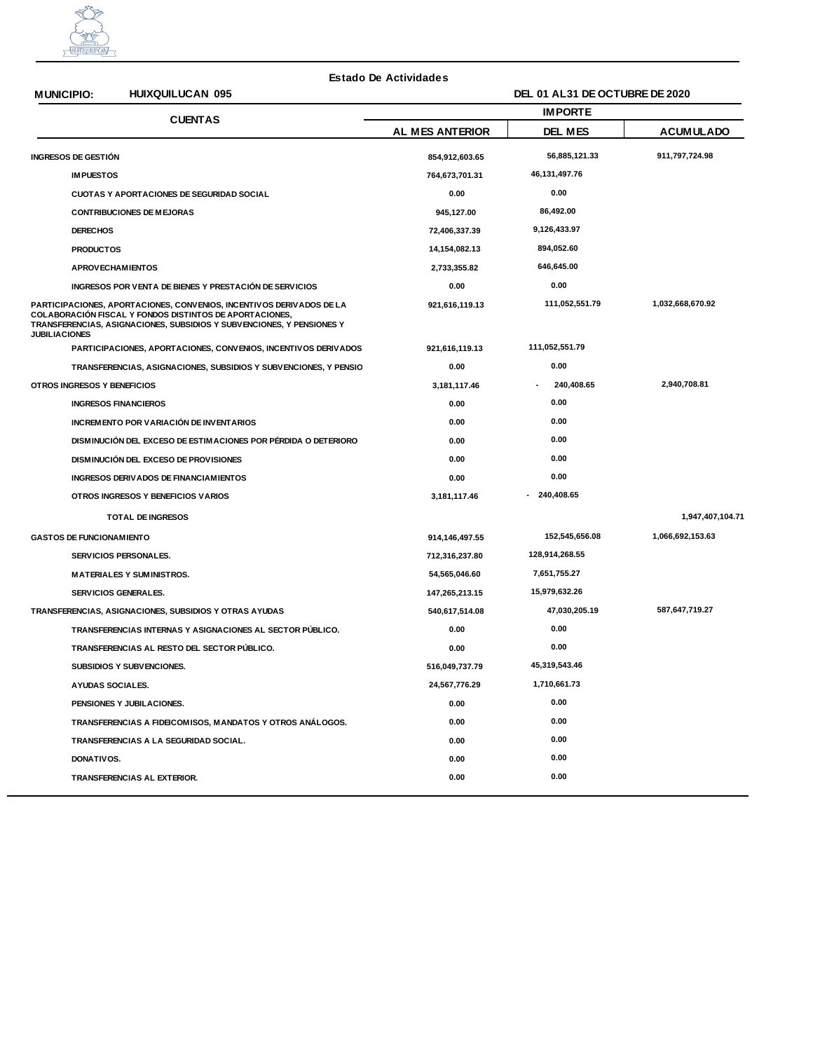**Estado De Actividades**

**MUNICIPIO: HUIXQUILUCAN 095** — **DEL 01 AL31 DE OCTUBRE DE 2020**

| CUENTAS | IMPORTE | | |
|---|---|---|---|
| | AL MES ANTERIOR | DEL MES | ACUMULADO |
| **INGRESOS DE GESTIÓN** | 854,912,603.65 | 56,885,121.33 | 911,797,724.98 |
| IMPUESTOS | 764,673,701.31 | 46,131,497.76 | |
| CUOTAS Y APORTACIONES DE SEGURIDAD SOCIAL | 0.00 | 0.00 | |
| CONTRIBUCIONES DE MEJORAS | 945,127.00 | 86,492.00 | |
| DERECHOS | 72,406,337.39 | 9,126,433.97 | |
| PRODUCTOS | 14,154,082.13 | 894,052.60 | |
| APROVECHAMIENTOS | 2,733,355.82 | 646,645.00 | |
| INGRESOS POR VENTA DE BIENES Y PRESTACIÓN DE SERVICIOS | 0.00 | 0.00 | |
| **PARTICIPACIONES, APORTACIONES, CONVENIOS, INCENTIVOS DERIVADOS DE LA COLABORACIÓN FISCAL Y FONDOS DISTINTOS DE APORTACIONES, TRANSFERENCIAS, ASIGNACIONES, SUBSIDIOS Y SUBVENCIONES, Y PENSIONES Y JUBILACIONES** | 921,616,119.13 | 111,052,551.79 | 1,032,668,670.92 |
| PARTICIPACIONES, APORTACIONES, CONVENIOS, INCENTIVOS DERIVADOS | 921,616,119.13 | 111,052,551.79 | |
| TRANSFERENCIAS, ASIGNACIONES, SUBSIDIOS Y SUBVENCIONES, Y PENSIO | 0.00 | 0.00 | |
| **OTROS INGRESOS Y BENEFICIOS** | 3,181,117.46 | - 240,408.65 | 2,940,708.81 |
| INGRESOS FINANCIEROS | 0.00 | 0.00 | |
| INCREMENTO POR VARIACIÓN DE INVENTARIOS | 0.00 | 0.00 | |
| DISMINUCIÓN DEL EXCESO DE ESTIMACIONES POR PÉRDIDA O DETERIORO | 0.00 | 0.00 | |
| DISMINUCIÓN DEL EXCESO DE PROVISIONES | 0.00 | 0.00 | |
| INGRESOS DERIVADOS DE FINANCIAMIENTOS | 0.00 | 0.00 | |
| OTROS INGRESOS Y BENEFICIOS VARIOS | 3,181,117.46 | - 240,408.65 | |
| **TOTAL DE INGRESOS** | | | 1,947,407,104.71 |
| **GASTOS DE FUNCIONAMIENTO** | 914,146,497.55 | 152,545,656.08 | 1,066,692,153.63 |
| SERVICIOS PERSONALES. | 712,316,237.80 | 128,914,268.55 | |
| MATERIALES Y SUMINISTROS. | 54,565,046.60 | 7,651,755.27 | |
| SERVICIOS GENERALES. | 147,265,213.15 | 15,979,632.26 | |
| **TRANSFERENCIAS, ASIGNACIONES, SUBSIDIOS Y OTRAS AYUDAS** | 540,617,514.08 | 47,030,205.19 | 587,647,719.27 |
| TRANSFERENCIAS INTERNAS Y ASIGNACIONES AL SECTOR PÚBLICO. | 0.00 | 0.00 | |
| TRANSFERENCIAS AL RESTO DEL SECTOR PÚBLICO. | 0.00 | 0.00 | |
| SUBSIDIOS Y SUBVENCIONES. | 516,049,737.79 | 45,319,543.46 | |
| AYUDAS SOCIALES. | 24,567,776.29 | 1,710,661.73 | |
| PENSIONES Y JUBILACIONES. | 0.00 | 0.00 | |
| TRANSFERENCIAS A FIDEICOMISOS, MANDATOS Y OTROS ANÁLOGOS. | 0.00 | 0.00 | |
| TRANSFERENCIAS A LA SEGURIDAD SOCIAL. | 0.00 | 0.00 | |
| DONATIVOS. | 0.00 | 0.00 | |
| TRANSFERENCIAS AL EXTERIOR. | 0.00 | 0.00 | |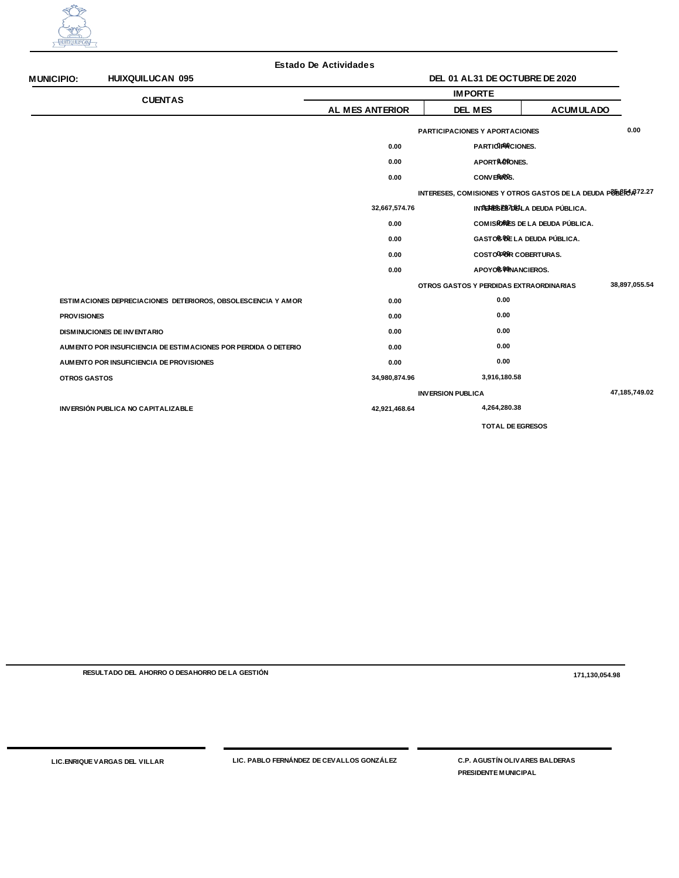**Estado De Actividades**

**MUNICIPIO:** **HUIXQUILUCAN 095** **DEL 01 AL 31 DE OCTUBRE DE 2020**

| CUENTAS | AL MES ANTERIOR | DEL MES | ACUMULADO |
|---|---|---|---|
| PARTICIPACIONES Y APORTACIONES | | | 0.00 |
| PARTICIPACIONES. | 0.00 | 0.00 | |
| APORTACIONES. | 0.00 | 0.00 | |
| CONVENIOS. | 0.00 | 0.00 | |
| INTERESES, COMISIONES Y OTROS GASTOS DE LA DEUDA PÚBLICA | | | 35,854,372.27 |
| INTERESES DE LA DEUDA PÚBLICA. | 32,667,574.76 | 3,186,797.51 | |
| COMISIONES DE LA DEUDA PÚBLICA. | 0.00 | 0.00 | |
| GASTOS DE LA DEUDA PÚBLICA. | 0.00 | 0.00 | |
| COSTO POR COBERTURAS. | 0.00 | 0.00 | |
| APOYOS FINANCIEROS. | 0.00 | 0.00 | |
| OTROS GASTOS Y PERDIDAS EXTRAORDINARIAS | | | 38,897,055.54 |
| ESTIMACIONES DEPRECIACIONES DETERIOROS, OBSOLESCENCIA Y AMOR | 0.00 | 0.00 | |
| PROVISIONES | 0.00 | 0.00 | |
| DISMINUCIONES DE INVENTARIO | 0.00 | 0.00 | |
| AUMENTO POR INSUFICIENCIA DE ESTIMACIONES POR PERDIDA O DETERIO | 0.00 | 0.00 | |
| AUMENTO POR INSUFICIENCIA DE PROVISIONES | 0.00 | 0.00 | |
| OTROS GASTOS | 34,980,874.96 | 3,916,180.58 | |
| INVERSION PUBLICA | | | 47,185,749.02 |
| INVERSIÓN PUBLICA NO CAPITALIZABLE | 42,921,468.64 | 4,264,280.38 | |
| TOTAL DE EGRESOS | | | |

| | |
|---|---|
| RESULTADO DEL AHORRO O DESAHORRO DE LA GESTIÓN | 171,130,054.98 |

LIC.ENRIQUE VARGAS DEL VILLAR

LIC. PABLO FERNÁNDEZ DE CEVALLOS GONZÁLEZ

C.P. AGUSTÍN OLIVARES BALDERAS
PRESIDENTE MUNICIPAL